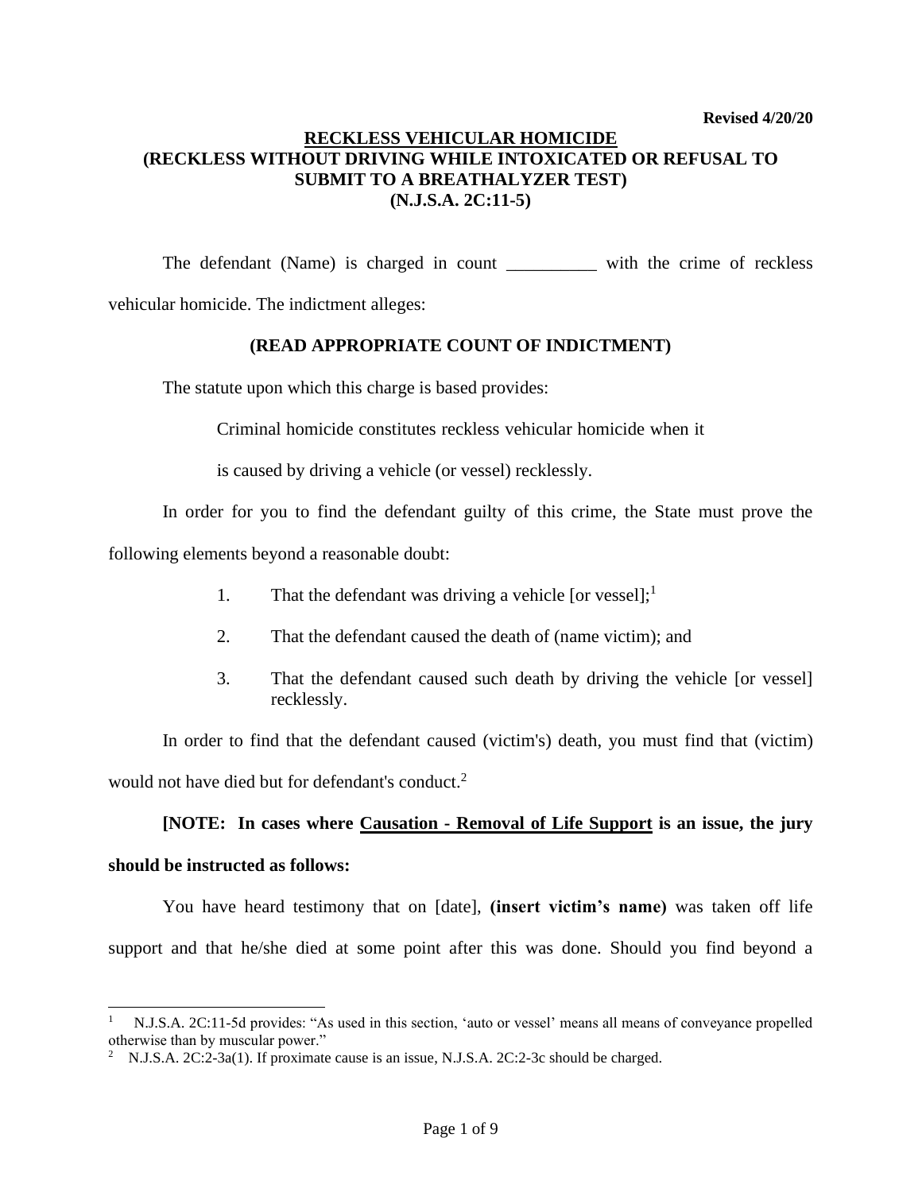**Revised 4/20/20**

# RECKLESS VEHICULAR HOMICIDE
## (RECKLESS WITHOUT DRIVING WHILE INTOXICATED OR REFUSAL TO SUBMIT TO A BREATHALYZER TEST)
## (N.J.S.A. 2C:11-5)

The defendant (Name) is charged in count __________ with the crime of reckless vehicular homicide. The indictment alleges:

**(READ APPROPRIATE COUNT OF INDICTMENT)**

The statute upon which this charge is based provides:

> Criminal homicide constitutes reckless vehicular homicide when it is caused by driving a vehicle (or vessel) recklessly.

In order for you to find the defendant guilty of this crime, the State must prove the following elements beyond a reasonable doubt:

1. That the defendant was driving a vehicle [or vessel];[1]
2. That the defendant caused the death of (name victim); and
3. That the defendant caused such death by driving the vehicle [or vessel] recklessly.

In order to find that the defendant caused (victim's) death, you must find that (victim) would not have died but for defendant's conduct.[2]

**[NOTE: In cases where <u>Causation - Removal of Life Support</u> is an issue, the jury should be instructed as follows:**

You have heard testimony that on [date], **(insert victim's name)** was taken off life support and that he/she died at some point after this was done. Should you find beyond a

---

[1] N.J.S.A. 2C:11-5d provides: "As used in this section, 'auto or vessel' means all means of conveyance propelled otherwise than by muscular power."

[2] N.J.S.A. 2C:2-3a(1). If proximate cause is an issue, N.J.S.A. 2C:2-3c should be charged.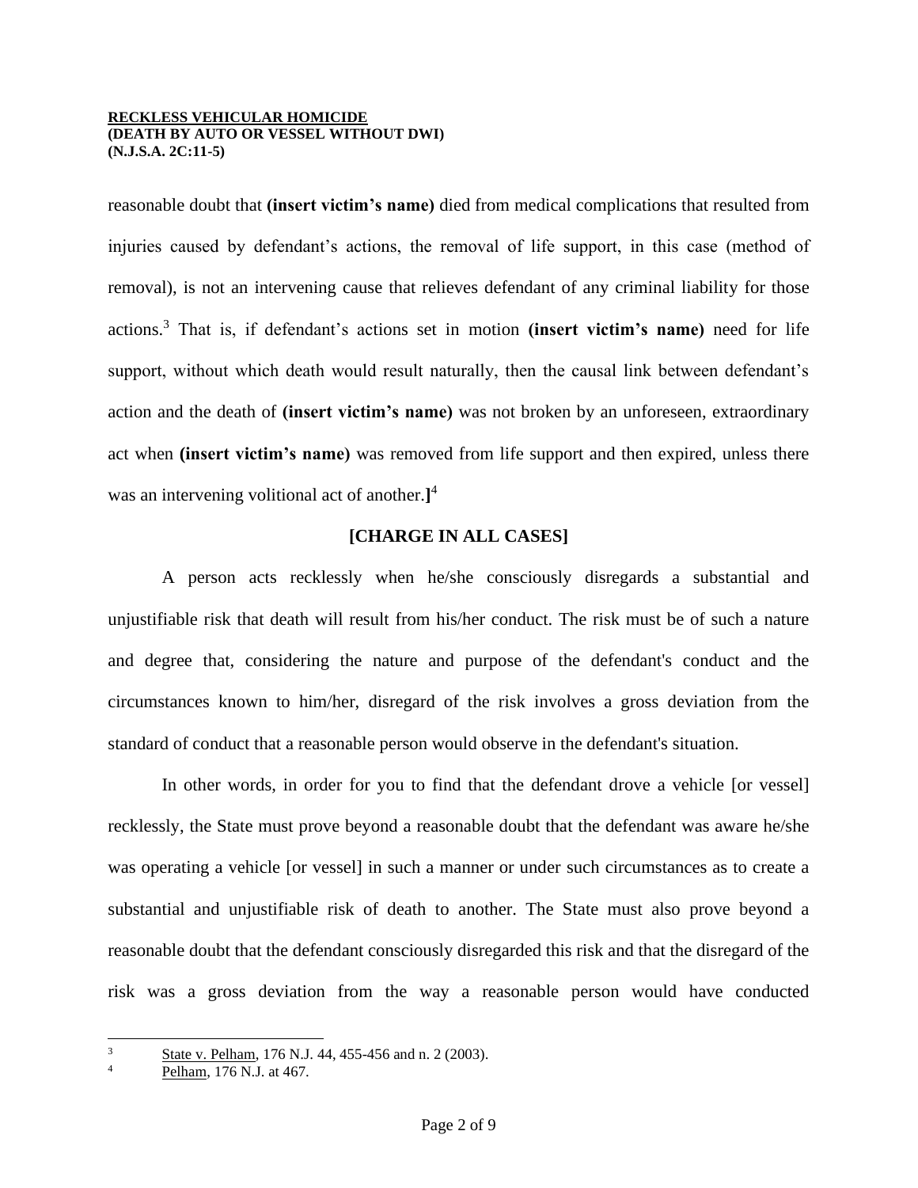reasonable doubt that **(insert victim's name)** died from medical complications that resulted from injuries caused by defendant's actions, the removal of life support, in this case (method of removal), is not an intervening cause that relieves defendant of any criminal liability for those actions.[3] That is, if defendant's actions set in motion **(insert victim's name)** need for life support, without which death would result naturally, then the causal link between defendant's action and the death of **(insert victim's name)** was not broken by an unforeseen, extraordinary act when **(insert victim's name)** was removed from life support and then expired, unless there was an intervening volitional act of another.**]**[4]

**[CHARGE IN ALL CASES]**

A person acts recklessly when he/she consciously disregards a substantial and unjustifiable risk that death will result from his/her conduct. The risk must be of such a nature and degree that, considering the nature and purpose of the defendant's conduct and the circumstances known to him/her, disregard of the risk involves a gross deviation from the standard of conduct that a reasonable person would observe in the defendant's situation.

In other words, in order for you to find that the defendant drove a vehicle [or vessel] recklessly, the State must prove beyond a reasonable doubt that the defendant was aware he/she was operating a vehicle [or vessel] in such a manner or under such circumstances as to create a substantial and unjustifiable risk of death to another. The State must also prove beyond a reasonable doubt that the defendant consciously disregarded this risk and that the disregard of the risk was a gross deviation from the way a reasonable person would have conducted

---

[3] State v. Pelham, 176 N.J. 44, 455-456 and n. 2 (2003).

[4] Pelham, 176 N.J. at 467.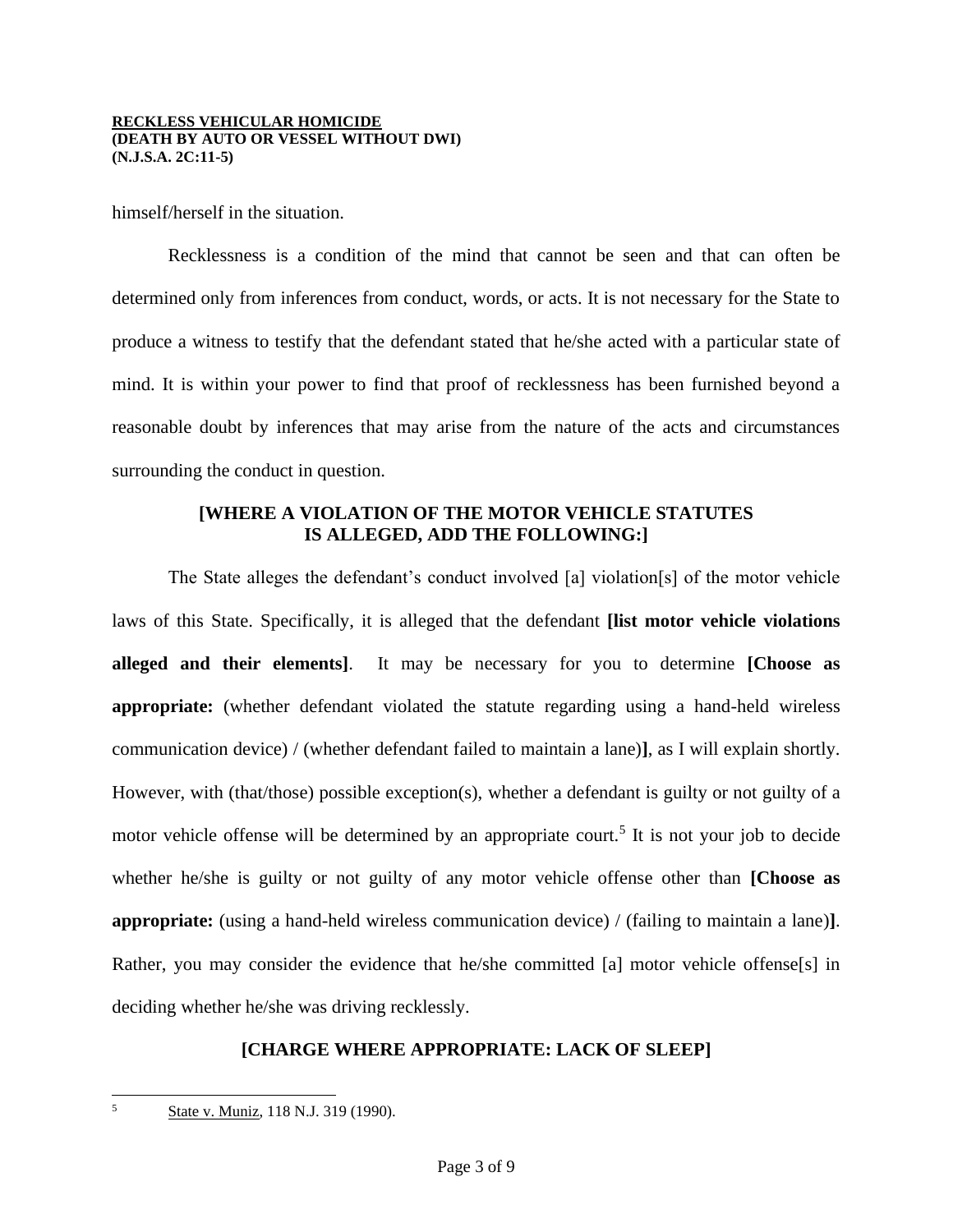himself/herself in the situation.

Recklessness is a condition of the mind that cannot be seen and that can often be determined only from inferences from conduct, words, or acts. It is not necessary for the State to produce a witness to testify that the defendant stated that he/she acted with a particular state of mind. It is within your power to find that proof of recklessness has been furnished beyond a reasonable doubt by inferences that may arise from the nature of the acts and circumstances surrounding the conduct in question.

**[WHERE A VIOLATION OF THE MOTOR VEHICLE STATUTES IS ALLEGED, ADD THE FOLLOWING:]**

The State alleges the defendant's conduct involved [a] violation[s] of the motor vehicle laws of this State. Specifically, it is alleged that the defendant **[list motor vehicle violations alleged and their elements]**. It may be necessary for you to determine **[Choose as appropriate:** (whether defendant violated the statute regarding using a hand-held wireless communication device) / (whether defendant failed to maintain a lane)**]**, as I will explain shortly. However, with (that/those) possible exception(s), whether a defendant is guilty or not guilty of a motor vehicle offense will be determined by an appropriate court.[5] It is not your job to decide whether he/she is guilty or not guilty of any motor vehicle offense other than **[Choose as appropriate:** (using a hand-held wireless communication device) / (failing to maintain a lane)**]**. Rather, you may consider the evidence that he/she committed [a] motor vehicle offense[s] in deciding whether he/she was driving recklessly.

**[CHARGE WHERE APPROPRIATE: LACK OF SLEEP]**

---

[5] State v. Muniz, 118 N.J. 319 (1990).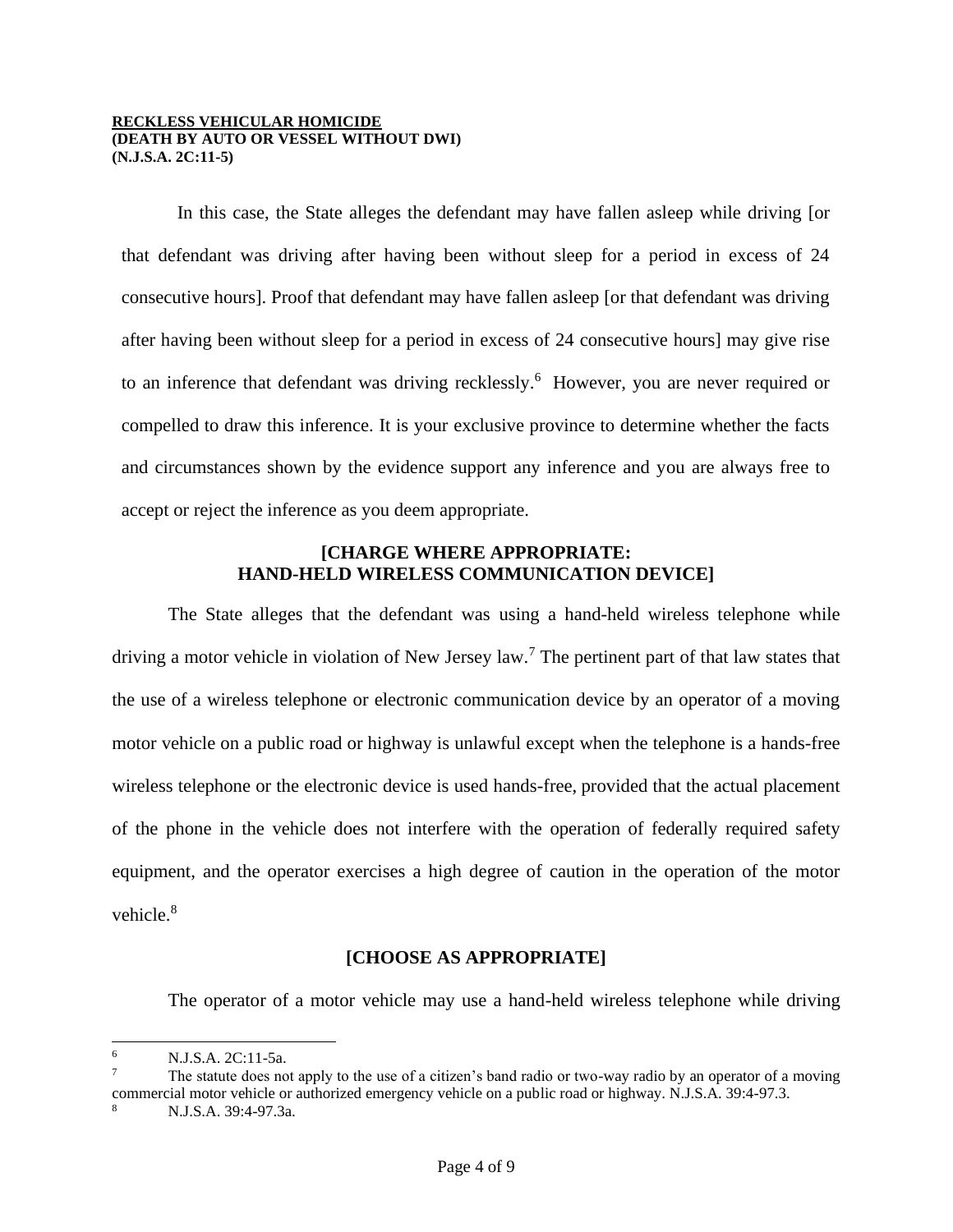**RECKLESS VEHICULAR HOMICIDE**
**(DEATH BY AUTO OR VESSEL WITHOUT DWI)**
**(N.J.S.A. 2C:11-5)**

In this case, the State alleges the defendant may have fallen asleep while driving [or that defendant was driving after having been without sleep for a period in excess of 24 consecutive hours]. Proof that defendant may have fallen asleep [or that defendant was driving after having been without sleep for a period in excess of 24 consecutive hours] may give rise to an inference that defendant was driving recklessly.[6] However, you are never required or compelled to draw this inference. It is your exclusive province to determine whether the facts and circumstances shown by the evidence support any inference and you are always free to accept or reject the inference as you deem appropriate.

**[CHARGE WHERE APPROPRIATE:**
**HAND-HELD WIRELESS COMMUNICATION DEVICE]**

The State alleges that the defendant was using a hand-held wireless telephone while driving a motor vehicle in violation of New Jersey law.[7] The pertinent part of that law states that the use of a wireless telephone or electronic communication device by an operator of a moving motor vehicle on a public road or highway is unlawful except when the telephone is a hands-free wireless telephone or the electronic device is used hands-free, provided that the actual placement of the phone in the vehicle does not interfere with the operation of federally required safety equipment, and the operator exercises a high degree of caution in the operation of the motor vehicle.[8]

**[CHOOSE AS APPROPRIATE]**

The operator of a motor vehicle may use a hand-held wireless telephone while driving

---

[6] N.J.S.A. 2C:11-5a.

[7] The statute does not apply to the use of a citizen's band radio or two-way radio by an operator of a moving commercial motor vehicle or authorized emergency vehicle on a public road or highway. N.J.S.A. 39:4-97.3.

[8] N.J.S.A. 39:4-97.3a.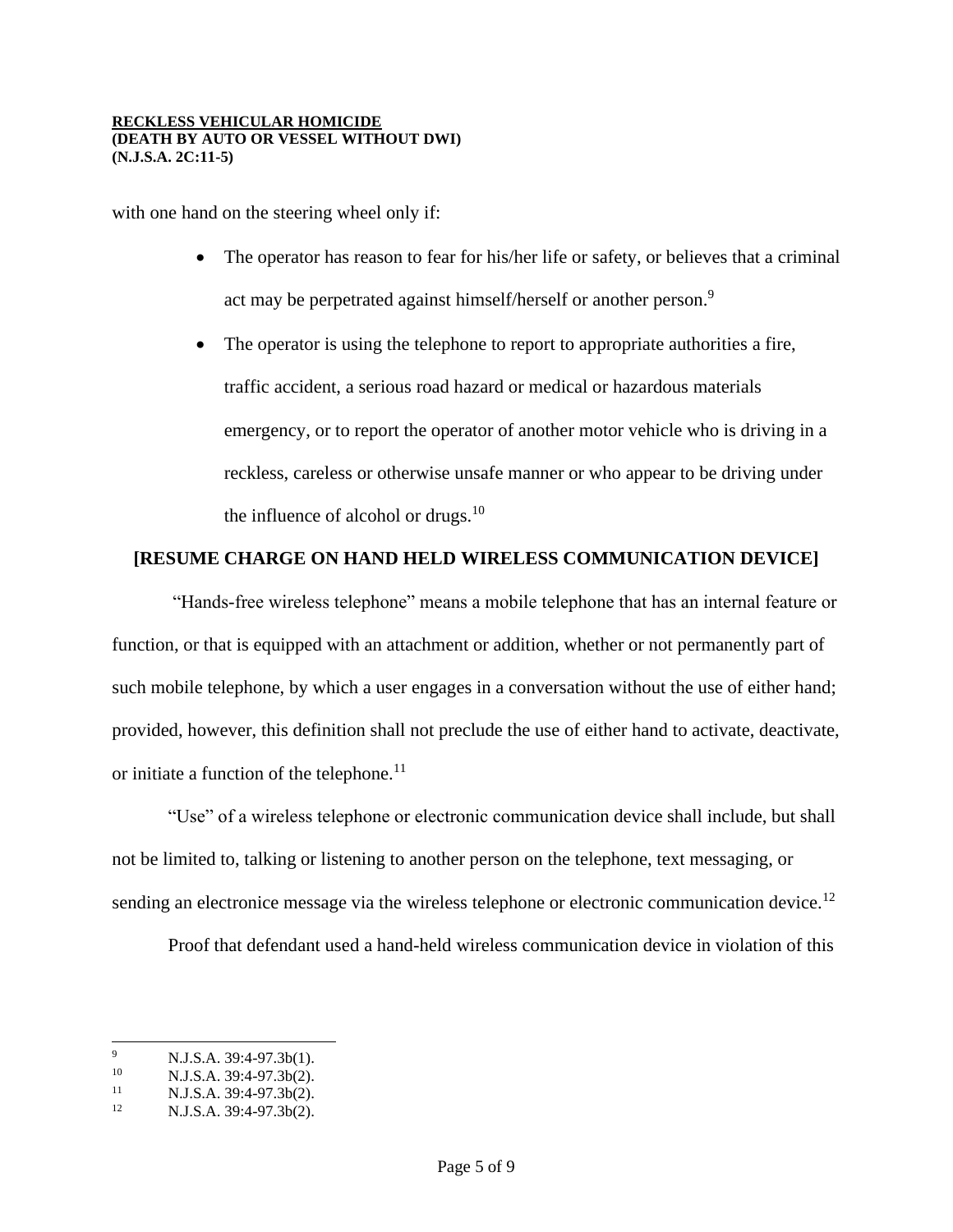with one hand on the steering wheel only if:

- The operator has reason to fear for his/her life or safety, or believes that a criminal act may be perpetrated against himself/herself or another person.[9]
- The operator is using the telephone to report to appropriate authorities a fire, traffic accident, a serious road hazard or medical or hazardous materials emergency, or to report the operator of another motor vehicle who is driving in a reckless, careless or otherwise unsafe manner or who appear to be driving under the influence of alcohol or drugs.[10]

**[RESUME CHARGE ON HAND HELD WIRELESS COMMUNICATION DEVICE]**

"Hands-free wireless telephone" means a mobile telephone that has an internal feature or function, or that is equipped with an attachment or addition, whether or not permanently part of such mobile telephone, by which a user engages in a conversation without the use of either hand; provided, however, this definition shall not preclude the use of either hand to activate, deactivate, or initiate a function of the telephone.[11]

"Use" of a wireless telephone or electronic communication device shall include, but shall not be limited to, talking or listening to another person on the telephone, text messaging, or sending an electronice message via the wireless telephone or electronic communication device.[12]

Proof that defendant used a hand-held wireless communication device in violation of this

---

[9] N.J.S.A. 39:4-97.3b(1).

[10] N.J.S.A. 39:4-97.3b(2).

[11] N.J.S.A. 39:4-97.3b(2).

[12] N.J.S.A. 39:4-97.3b(2).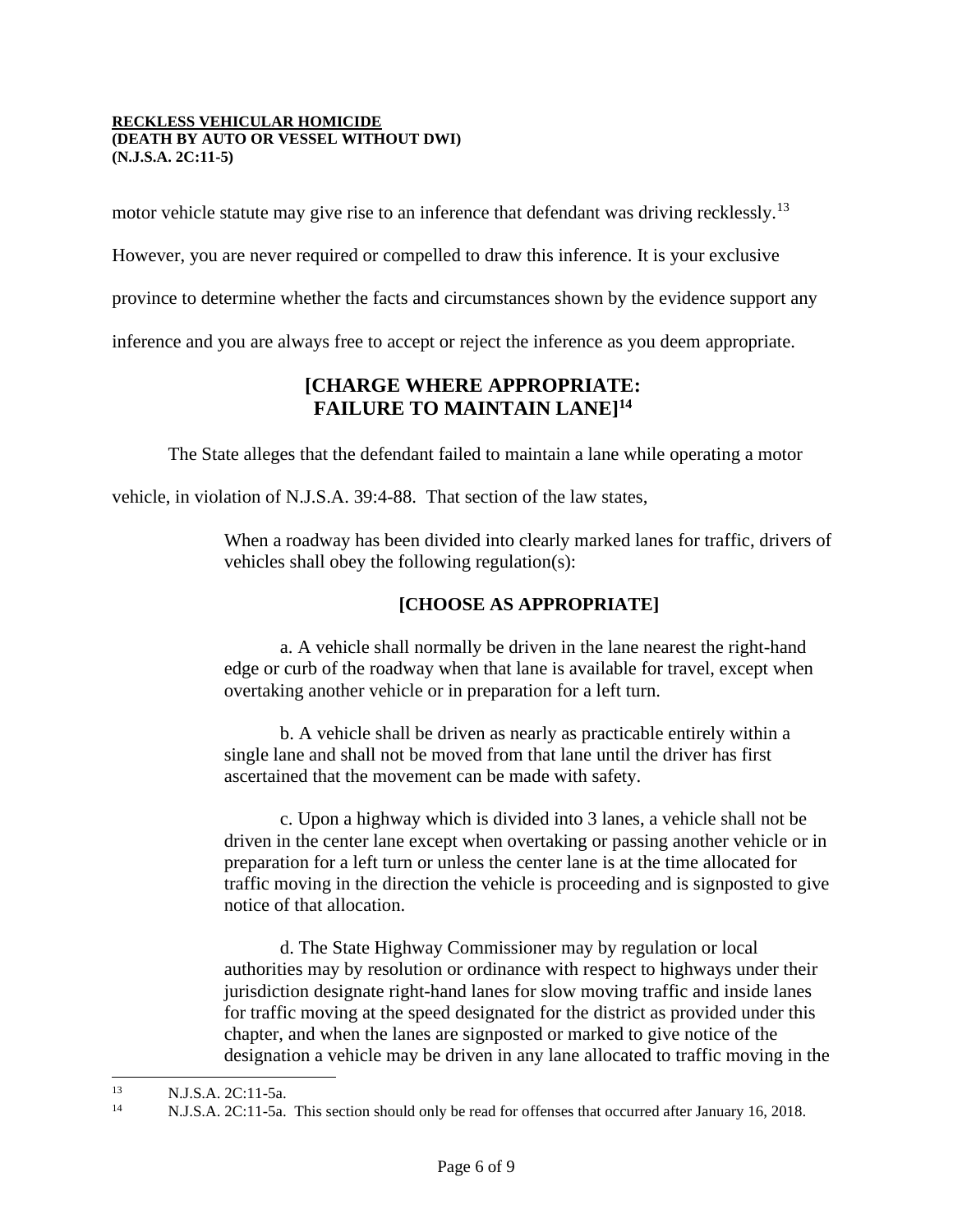motor vehicle statute may give rise to an inference that defendant was driving recklessly.[13] However, you are never required or compelled to draw this inference. It is your exclusive province to determine whether the facts and circumstances shown by the evidence support any inference and you are always free to accept or reject the inference as you deem appropriate.

### [CHARGE WHERE APPROPRIATE: FAILURE TO MAINTAIN LANE][14]

The State alleges that the defendant failed to maintain a lane while operating a motor vehicle, in violation of N.J.S.A. 39:4-88. That section of the law states,

> When a roadway has been divided into clearly marked lanes for traffic, drivers of vehicles shall obey the following regulation(s):
>
> **[CHOOSE AS APPROPRIATE]**
>
> a. A vehicle shall normally be driven in the lane nearest the right-hand edge or curb of the roadway when that lane is available for travel, except when overtaking another vehicle or in preparation for a left turn.
>
> b. A vehicle shall be driven as nearly as practicable entirely within a single lane and shall not be moved from that lane until the driver has first ascertained that the movement can be made with safety.
>
> c. Upon a highway which is divided into 3 lanes, a vehicle shall not be driven in the center lane except when overtaking or passing another vehicle or in preparation for a left turn or unless the center lane is at the time allocated for traffic moving in the direction the vehicle is proceeding and is signposted to give notice of that allocation.
>
> d. The State Highway Commissioner may by regulation or local authorities may by resolution or ordinance with respect to highways under their jurisdiction designate right-hand lanes for slow moving traffic and inside lanes for traffic moving at the speed designated for the district as provided under this chapter, and when the lanes are signposted or marked to give notice of the designation a vehicle may be driven in any lane allocated to traffic moving in the

---

[13] N.J.S.A. 2C:11-5a.

[14] N.J.S.A. 2C:11-5a. This section should only be read for offenses that occurred after January 16, 2018.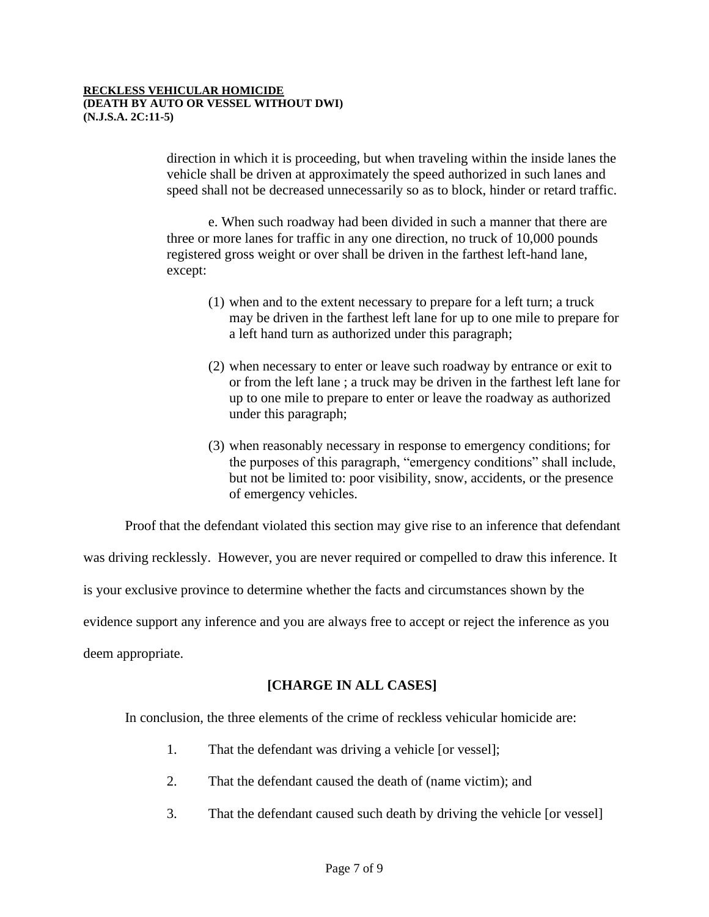direction in which it is proceeding, but when traveling within the inside lanes the vehicle shall be driven at approximately the speed authorized in such lanes and speed shall not be decreased unnecessarily so as to block, hinder or retard traffic.

e. When such roadway had been divided in such a manner that there are three or more lanes for traffic in any one direction, no truck of 10,000 pounds registered gross weight or over shall be driven in the farthest left-hand lane, except:

(1) when and to the extent necessary to prepare for a left turn; a truck may be driven in the farthest left lane for up to one mile to prepare for a left hand turn as authorized under this paragraph;

(2) when necessary to enter or leave such roadway by entrance or exit to or from the left lane ; a truck may be driven in the farthest left lane for up to one mile to prepare to enter or leave the roadway as authorized under this paragraph;

(3) when reasonably necessary in response to emergency conditions; for the purposes of this paragraph, "emergency conditions" shall include, but not be limited to: poor visibility, snow, accidents, or the presence of emergency vehicles.

Proof that the defendant violated this section may give rise to an inference that defendant was driving recklessly. However, you are never required or compelled to draw this inference. It is your exclusive province to determine whether the facts and circumstances shown by the evidence support any inference and you are always free to accept or reject the inference as you deem appropriate.

**[CHARGE IN ALL CASES]**

In conclusion, the three elements of the crime of reckless vehicular homicide are:

1. That the defendant was driving a vehicle [or vessel];
2. That the defendant caused the death of (name victim); and
3. That the defendant caused such death by driving the vehicle [or vessel]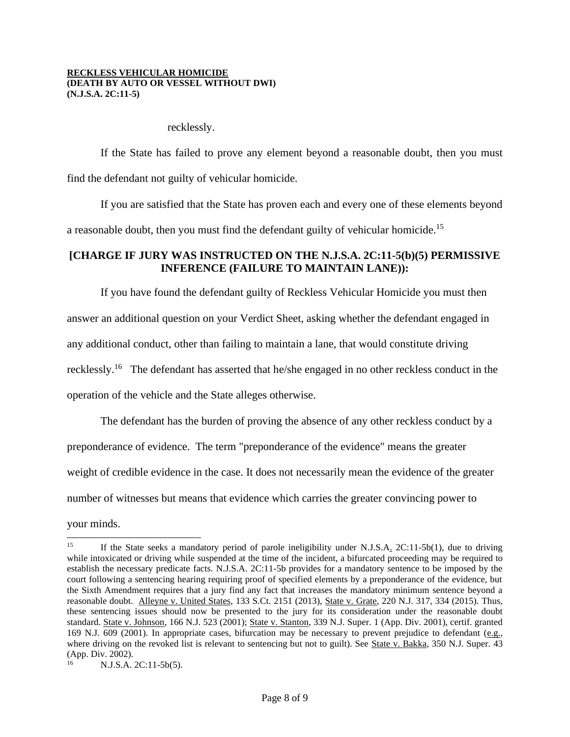recklessly.

If the State has failed to prove any element beyond a reasonable doubt, then you must find the defendant not guilty of vehicular homicide.

If you are satisfied that the State has proven each and every one of these elements beyond a reasonable doubt, then you must find the defendant guilty of vehicular homicide.[15]

## [CHARGE IF JURY WAS INSTRUCTED ON THE N.J.S.A. 2C:11-5(b)(5) PERMISSIVE INFERENCE (FAILURE TO MAINTAIN LANE)):

If you have found the defendant guilty of Reckless Vehicular Homicide you must then answer an additional question on your Verdict Sheet, asking whether the defendant engaged in any additional conduct, other than failing to maintain a lane, that would constitute driving recklessly.[16] The defendant has asserted that he/she engaged in no other reckless conduct in the operation of the vehicle and the State alleges otherwise.

The defendant has the burden of proving the absence of any other reckless conduct by a preponderance of evidence. The term "preponderance of the evidence" means the greater weight of credible evidence in the case. It does not necessarily mean the evidence of the greater number of witnesses but means that evidence which carries the greater convincing power to your minds.

---

[15] If the State seeks a mandatory period of parole ineligibility under N.J.S.A. 2C:11-5b(1), due to driving while intoxicated or driving while suspended at the time of the incident, a bifurcated proceeding may be required to establish the necessary predicate facts. N.J.S.A. 2C:11-5b provides for a mandatory sentence to be imposed by the court following a sentencing hearing requiring proof of specified elements by a preponderance of the evidence, but the Sixth Amendment requires that a jury find any fact that increases the mandatory minimum sentence beyond a reasonable doubt. Alleyne v. United States, 133 S.Ct. 2151 (2013), State v. Grate, 220 N.J. 317, 334 (2015). Thus, these sentencing issues should now be presented to the jury for its consideration under the reasonable doubt standard. State v. Johnson, 166 N.J. 523 (2001); State v. Stanton, 339 N.J. Super. 1 (App. Div. 2001), certif. granted 169 N.J. 609 (2001). In appropriate cases, bifurcation may be necessary to prevent prejudice to defendant (e.g., where driving on the revoked list is relevant to sentencing but not to guilt). See State v. Bakka, 350 N.J. Super. 43 (App. Div. 2002).

[16] N.J.S.A. 2C:11-5b(5).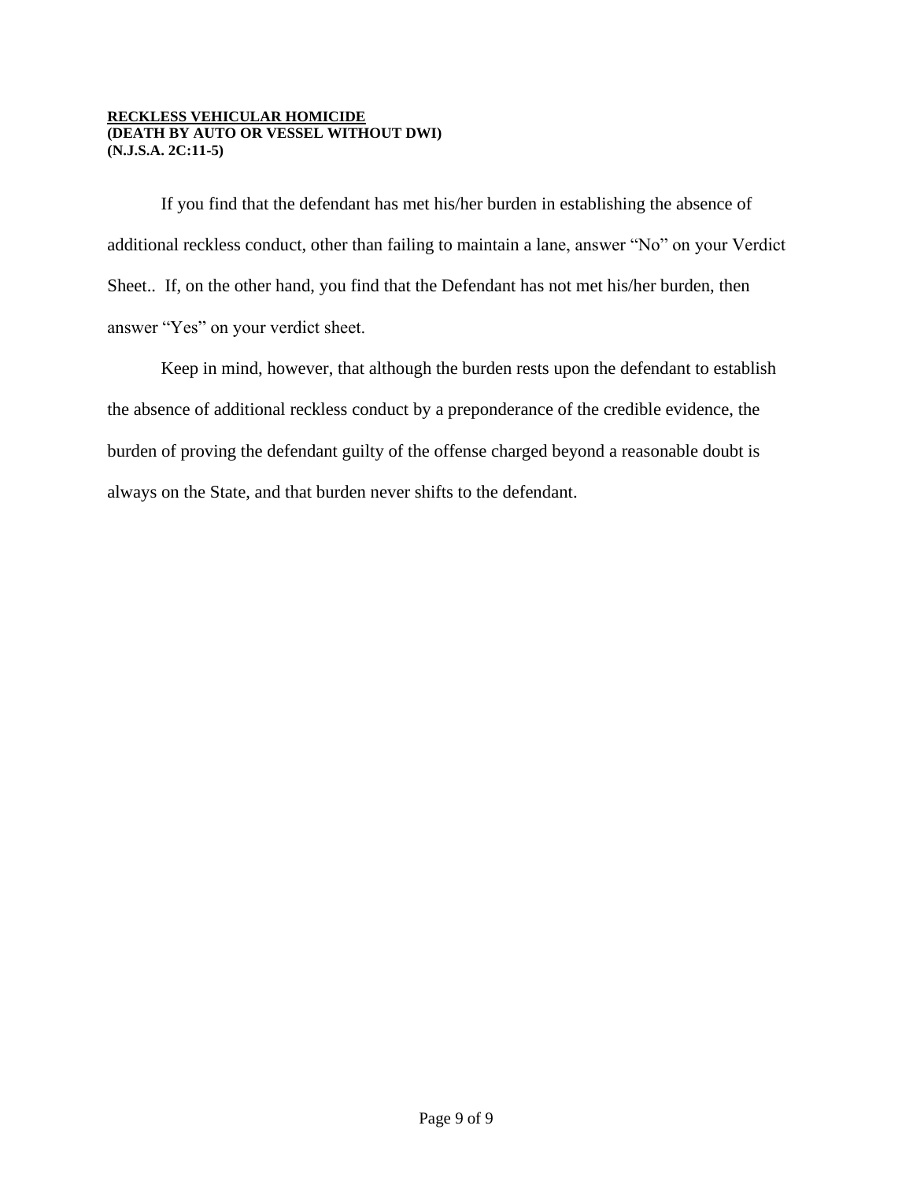**RECKLESS VEHICULAR HOMICIDE**
**(DEATH BY AUTO OR VESSEL WITHOUT DWI)**
**(N.J.S.A. 2C:11-5)**

If you find that the defendant has met his/her burden in establishing the absence of additional reckless conduct, other than failing to maintain a lane, answer “No” on your Verdict Sheet.. If, on the other hand, you find that the Defendant has not met his/her burden, then answer “Yes” on your verdict sheet.

Keep in mind, however, that although the burden rests upon the defendant to establish the absence of additional reckless conduct by a preponderance of the credible evidence, the burden of proving the defendant guilty of the offense charged beyond a reasonable doubt is always on the State, and that burden never shifts to the defendant.